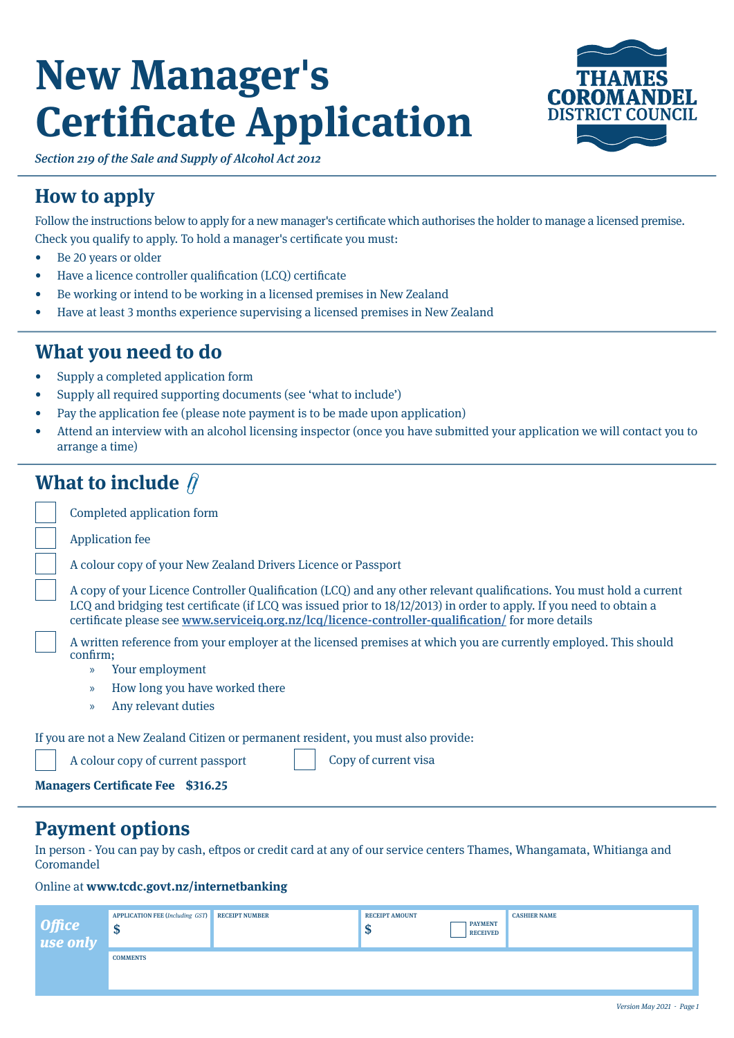# New Manager's Certificate Application

THAMES COROMANDEL DISTRICT COUNCIL

*Section 219 of the Sale and Supply of Alcohol Act 2012*

## How to apply

Follow the instructions below to apply for a new manager's certificate which authorises the holder to manage a licensed premise.

Check you qualify to apply. To hold a manager's certificate you must:

- Be 20 years or older
- Have a licence controller qualification (LCQ) certificate
- Be working or intend to be working in a licensed premises in New Zealand
- Have at least 3 months experience supervising a licensed premises in New Zealand

## What you need to do

- Supply a completed application form
- Supply all required supporting documents (see 'what to include')
- Pay the application fee (please note payment is to be made upon application)
- Attend an interview with an alcohol licensing inspector (once you have submitted your application we will contact you to arrange a time)

## What to include

- [ ] Completed application form
- [ ] Application fee
- [ ] A colour copy of your New Zealand Drivers Licence or Passport
- [ ] A copy of your Licence Controller Qualification (LCQ) and any other relevant qualifications. You must hold a current LCQ and bridging test certificate (if LCQ was issued prior to 18/12/2013) in order to apply. If you need to obtain a certificate please see www.serviceiq.org.nz/lcq/licence-controller-qualification/ for more details
- [ ] A written reference from your employer at the licensed premises at which you are currently employed. This should confirm;
  - Your employment
  - How long you have worked there
  - Any relevant duties

If you are not a New Zealand Citizen or permanent resident, you must also provide:

- [ ] A colour copy of current passport
- [ ] Copy of current visa

**Managers Certificate Fee $316.25**

## Payment options

In person - You can pay by cash, eftpos or credit card at any of our service centers Thames, Whangamata, Whitianga and Coromandel

Online at **www.tcdc.govt.nz/internetbanking**

| *Office use only* | APPLICATION FEE (*Including GST*) | RECEIPT NUMBER | RECEIPT AMOUNT | PAYMENT RECEIVED | CASHIER NAME |
|---|---|---|---|---|---|
| | $ | | $ | ☐ | |
| | COMMENTS | | | | |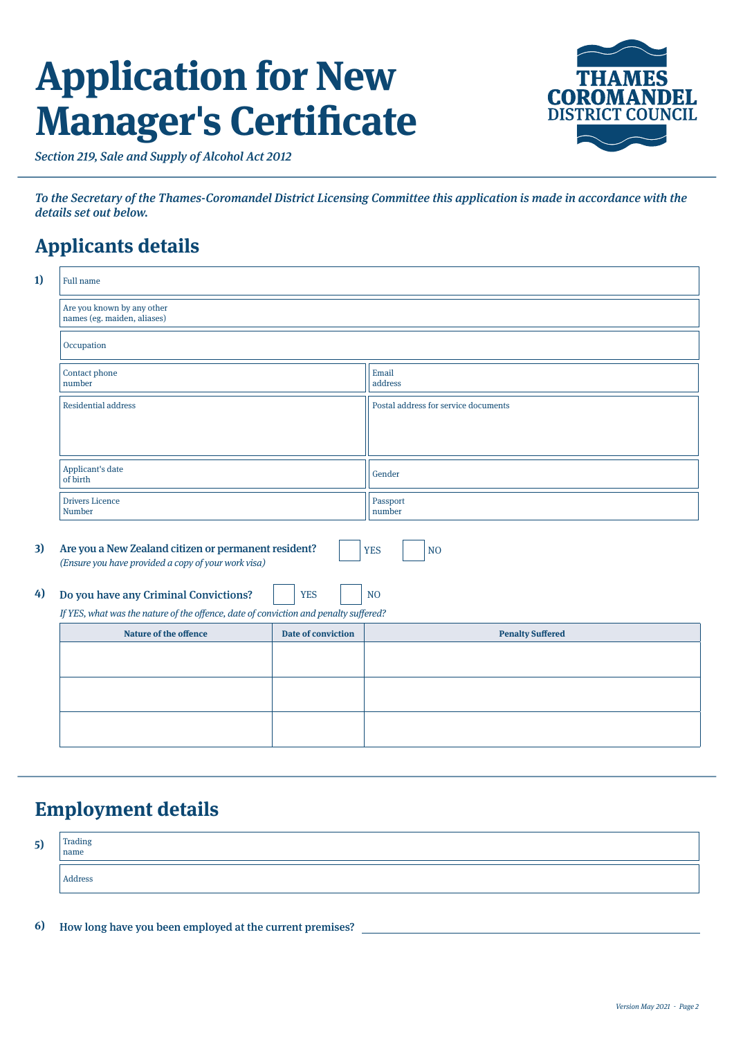# Application for New Manager's Certificate

*Section 219, Sale and Supply of Alcohol Act 2012*

THAMES COROMANDEL DISTRICT COUNCIL

***To the Secretary of the Thames-Coromandel District Licensing Committee this application is made in accordance with the details set out below.***

## Applicants details

**1)**

| Field | |
|---|---|
| Full name | |
| Are you known by any other names (eg. maiden, aliases) | |
| Occupation | |
| Contact phone number | |
| Email address | |
| Residential address | |
| Postal address for service documents | |
| Applicant's date of birth | |
| Gender | |
| Drivers Licence Number | |
| Passport number | |

**3) Are you a New Zealand citizen or permanent resident?** ☐ YES ☐ NO
*(Ensure you have provided a copy of your work visa)*

**4) Do you have any Criminal Convictions?** ☐ YES ☐ NO

*If YES, what was the nature of the offence, date of conviction and penalty suffered?*

| Nature of the offence | Date of conviction | Penalty Suffered |
|---|---|---|
| | | |
| | | |
| | | |

## Employment details

**5)**

| Field | |
|---|---|
| Trading name | |
| Address | |

**6) How long have you been employed at the current premises?** ____________________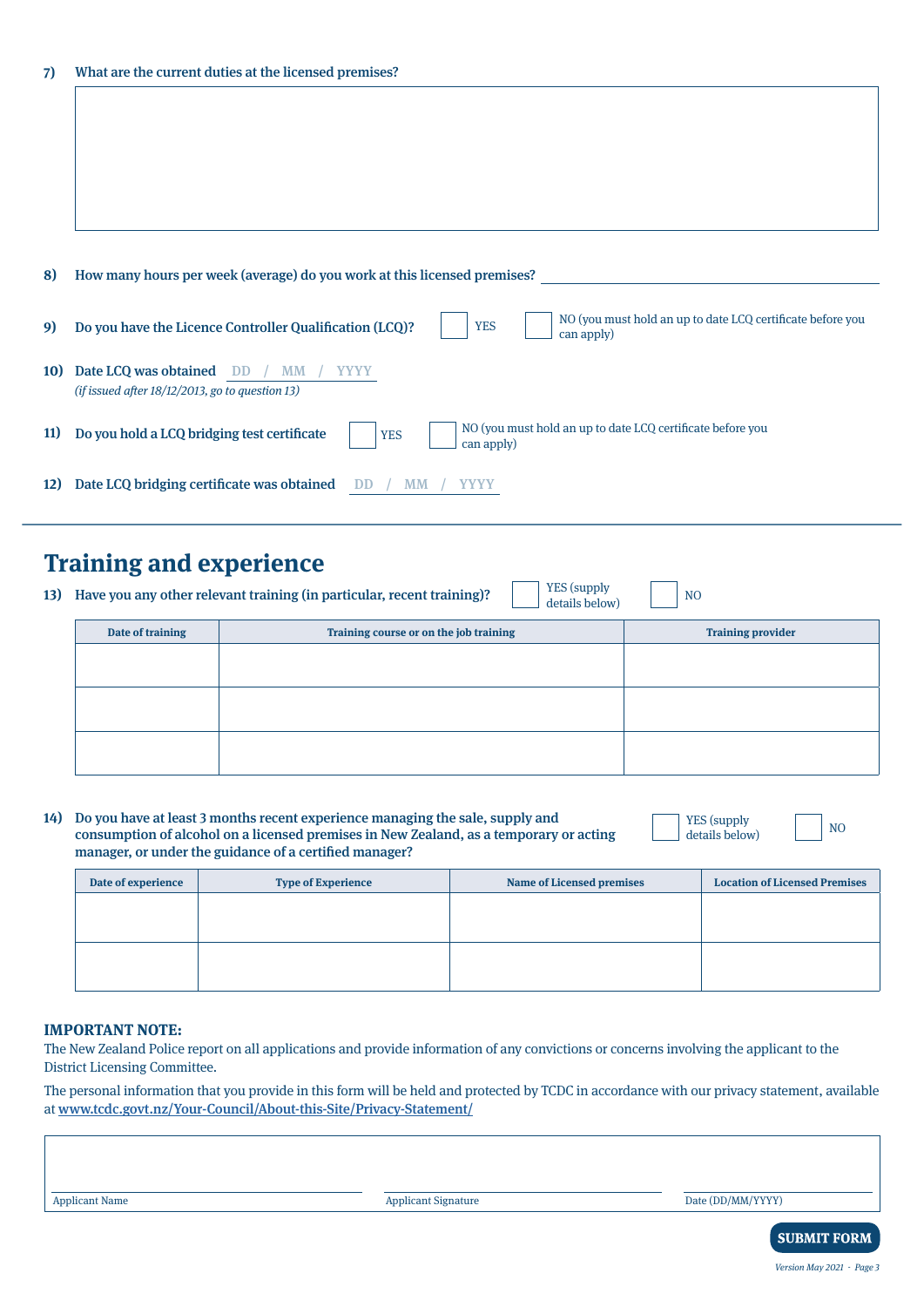7) **What are the current duties at the licensed premises?**

8) **How many hours per week (average) do you work at this licensed premises?** \_\_\_\_\_\_\_\_\_\_

9) **Do you have the Licence Controller Qualification (LCQ)?** ☐ YES ☐ NO (you must hold an up to date LCQ certificate before you can apply)

10) **Date LCQ was obtained** DD / MM / YYYY

*(if issued after 18/12/2013, go to question 13)*

11) **Do you hold a LCQ bridging test certificate** ☐ YES ☐ NO (you must hold an up to date LCQ certificate before you can apply)

12) **Date LCQ bridging certificate was obtained** DD / MM / YYYY

## Training and experience

13) **Have you any other relevant training (in particular, recent training)?** ☐ YES (supply details below) ☐ NO

| Date of training | Training course or on the job training | Training provider |
|---|---|---|
| | | |
| | | |
| | | |

14) **Do you have at least 3 months recent experience managing the sale, supply and consumption of alcohol on a licensed premises in New Zealand, as a temporary or acting manager, or under the guidance of a certified manager?** ☐ YES (supply details below) ☐ NO

| Date of experience | Type of Experience | Name of Licensed premises | Location of Licensed Premises |
|---|---|---|---|
| | | | |
| | | | |

**IMPORTANT NOTE:**

The New Zealand Police report on all applications and provide information of any convictions or concerns involving the applicant to the District Licensing Committee.

The personal information that you provide in this form will be held and protected by TCDC in accordance with our privacy statement, available at www.tcdc.govt.nz/Your-Council/About-this-Site/Privacy-Statement/

Applicant Name \_\_\_\_\_\_\_\_\_\_ Applicant Signature \_\_\_\_\_\_\_\_\_\_ Date (DD/MM/YYYY) \_\_\_\_\_\_\_\_\_\_

SUBMIT FORM

*Version May 2021*